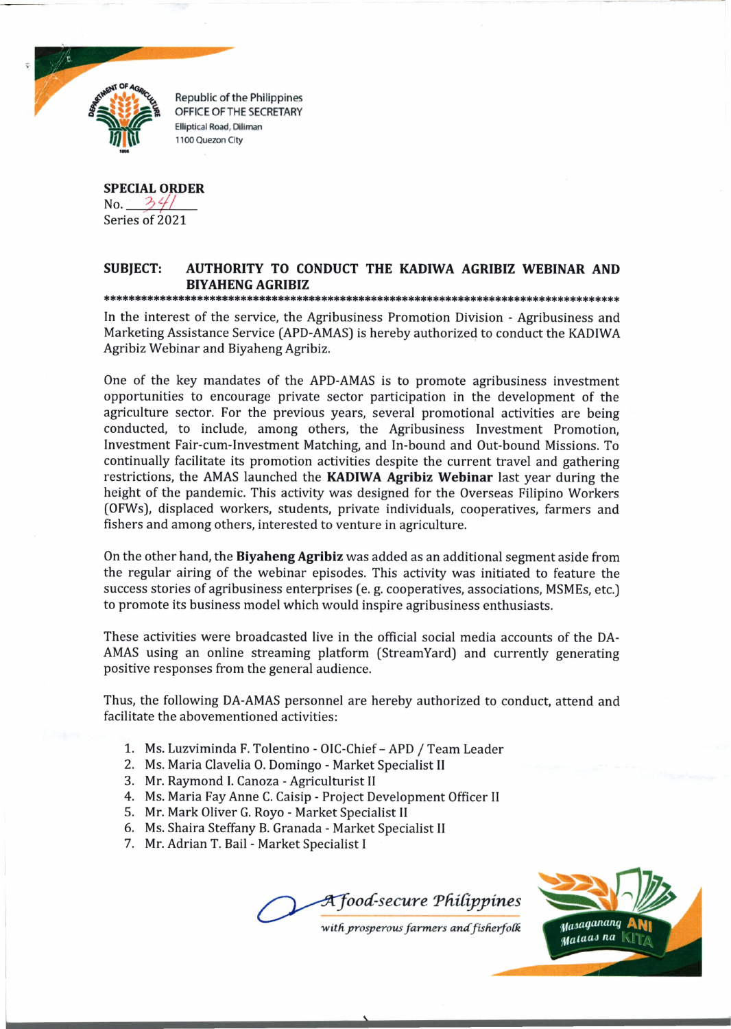Republic of the Philippines
OFFICE OF THE SECRETARY
Elliptical Road, Diliman
1100 Quezon City

**SPECIAL ORDER**
No. 341
Series of 2021

**SUBJECT: AUTHORITY TO CONDUCT THE KADIWA AGRIBIZ WEBINAR AND BIYAHENG AGRIBIZ**

*************************************************************************************

In the interest of the service, the Agribusiness Promotion Division - Agribusiness and Marketing Assistance Service (APD-AMAS) is hereby authorized to conduct the KADIWA Agribiz Webinar and Biyaheng Agribiz.

One of the key mandates of the APD-AMAS is to promote agribusiness investment opportunities to encourage private sector participation in the development of the agriculture sector. For the previous years, several promotional activities are being conducted, to include, among others, the Agribusiness Investment Promotion, Investment Fair-cum-Investment Matching, and In-bound and Out-bound Missions. To continually facilitate its promotion activities despite the current travel and gathering restrictions, the AMAS launched the **KADIWA Agribiz Webinar** last year during the height of the pandemic. This activity was designed for the Overseas Filipino Workers (OFWs), displaced workers, students, private individuals, cooperatives, farmers and fishers and among others, interested to venture in agriculture.

On the other hand, the **Biyaheng Agribiz** was added as an additional segment aside from the regular airing of the webinar episodes. This activity was initiated to feature the success stories of agribusiness enterprises (e. g. cooperatives, associations, MSMEs, etc.) to promote its business model which would inspire agribusiness enthusiasts.

These activities were broadcasted live in the official social media accounts of the DA-AMAS using an online streaming platform (StreamYard) and currently generating positive responses from the general audience.

Thus, the following DA-AMAS personnel are hereby authorized to conduct, attend and facilitate the abovementioned activities:

1. Ms. Luzviminda F. Tolentino - OIC-Chief – APD / Team Leader
2. Ms. Maria Clavelia O. Domingo - Market Specialist II
3. Mr. Raymond I. Canoza - Agriculturist II
4. Ms. Maria Fay Anne C. Caisip - Project Development Officer II
5. Mr. Mark Oliver G. Royo - Market Specialist II
6. Ms. Shaira Steffany B. Granada - Market Specialist II
7. Mr. Adrian T. Bail - Market Specialist I

*A food-secure Philippines with prosperous farmers and fisherfolk*

Masaganang ANI Mataas na KITA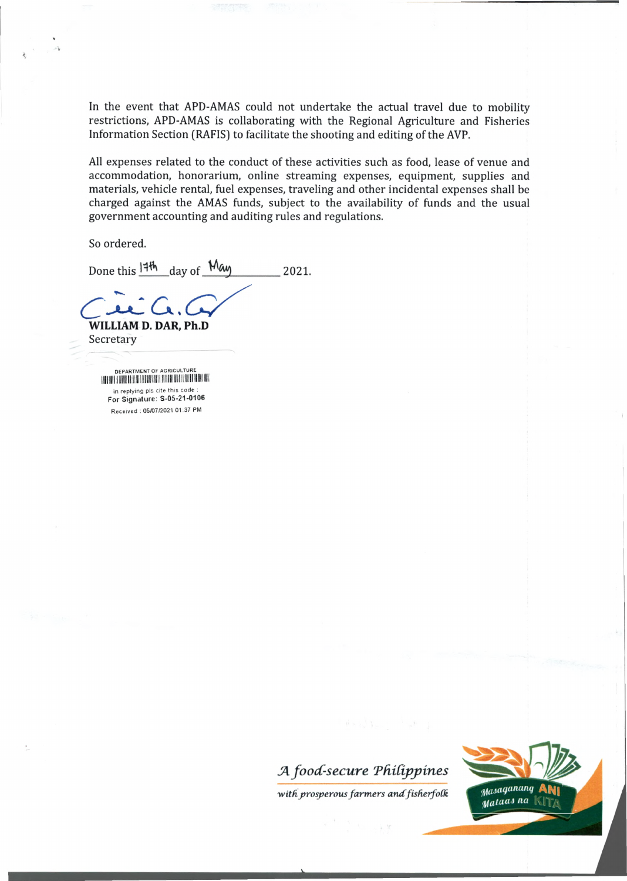In the event that APD-AMAS could not undertake the actual travel due to mobility restrictions, APD-AMAS is collaborating with the Regional Agriculture and Fisheries Information Section (RAFIS) to facilitate the shooting and editing of the AVP.

All expenses related to the conduct of these activities such as food, lease of venue and accommodation, honorarium, online streaming expenses, equipment, supplies and materials, vehicle rental, fuel expenses, traveling and other incidental expenses shall be charged against the AMAS funds, subject to the availability of funds and the usual government accounting and auditing rules and regulations.

So ordered.

Done this 17th day of May 2021.

**WILLIAM D. DAR, Ph.D**
Secretary

DEPARTMENT OF AGRICULTURE
in replying pls cite this code :
For Signature: S-05-21-0106
Received : 05/07/2021 01:37 PM

*A food-secure Philippines*
*with prosperous farmers and fisherfolk*

Masaganang ANI Mataas na KITA